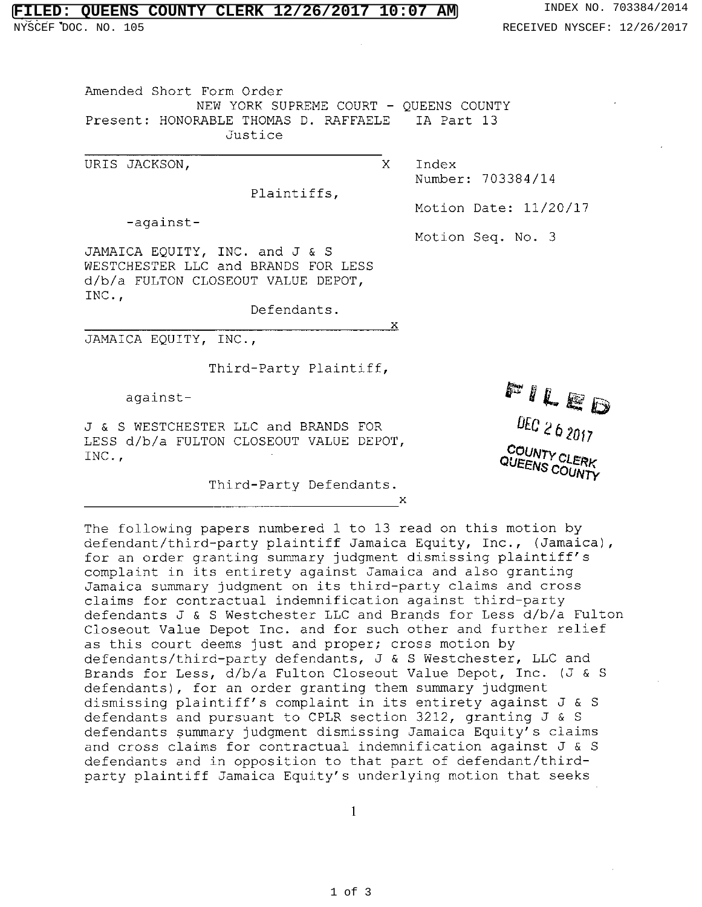Amended Short Form Order

NEW YORK SUPREME COURT - QUEENS COUNTY

Present: HONORABLE THOMAS D. RAFFAELE IA Part 13
Justice

| | |
|---|---|
| URIS JACKSON,<br><br>Plaintiffs,<br><br>-against-<br><br>JAMAICA EQUITY, INC. and J & S WESTCHESTER LLC and BRANDS FOR LESS d/b/a FULTON CLOSEOUT VALUE DEPOT, INC.,<br><br>Defendants. | Index Number: 703384/14<br><br>Motion Date: 11/20/17<br><br>Motion Seq. No. 3 |
| JAMAICA EQUITY, INC.,<br><br>Third-Party Plaintiff,<br><br>against-<br><br>J & S WESTCHESTER LLC and BRANDS FOR LESS d/b/a FULTON CLOSEOUT VALUE DEPOT, INC.,<br><br>Third-Party Defendants. | FILED<br>DEC 26 2017<br>COUNTY CLERK<br>QUEENS COUNTY |

The following papers numbered 1 to 13 read on this motion by defendant/third-party plaintiff Jamaica Equity, Inc., (Jamaica), for an order granting summary judgment dismissing plaintiff's complaint in its entirety against Jamaica and also granting Jamaica summary judgment on its third-party claims and cross claims for contractual indemnification against third-party defendants J & S Westchester LLC and Brands for Less d/b/a Fulton Closeout Value Depot Inc. and for such other and further relief as this court deems just and proper; cross motion by defendants/third-party defendants, J & S Westchester, LLC and Brands for Less, d/b/a Fulton Closeout Value Depot, Inc. (J & S defendants), for an order granting them summary judgment dismissing plaintiff's complaint in its entirety against J & S defendants and pursuant to CPLR section 3212, granting J & S defendants summary judgment dismissing Jamaica Equity's claims and cross claims for contractual indemnification against J & S defendants and in opposition to that part of defendant/third-party plaintiff Jamaica Equity's underlying motion that seeks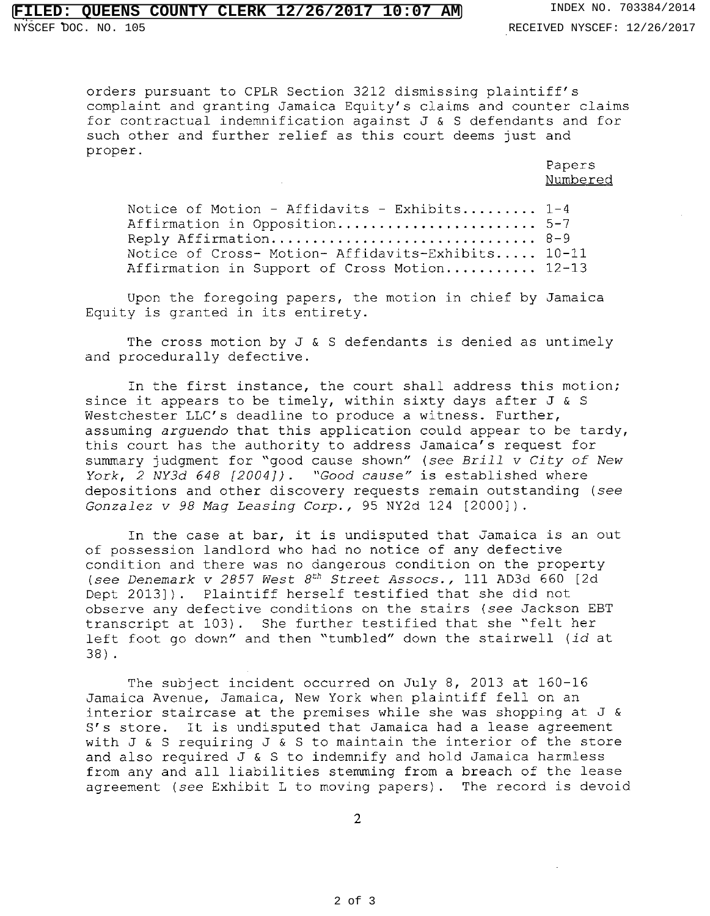orders pursuant to CPLR Section 3212 dismissing plaintiff's complaint and granting Jamaica Equity's claims and counter claims for contractual indemnification against J & S defendants and for such other and further relief as this court deems just and proper.

| | Papers Numbered |
|---|---|
| Notice of Motion - Affidavits - Exhibits......... | 1-4 |
| Affirmation in Opposition....................... | 5-7 |
| Reply Affirmation............................... | 8-9 |
| Notice of Cross- Motion- Affidavits-Exhibits..... | 10-11 |
| Affirmation in Support of Cross Motion.......... | 12-13 |

Upon the foregoing papers, the motion in chief by Jamaica Equity is granted in its entirety.

The cross motion by J & S defendants is denied as untimely and procedurally defective.

In the first instance, the court shall address this motion; since it appears to be timely, within sixty days after J & S Westchester LLC's deadline to produce a witness. Further, assuming *arguendo* that this application could appear to be tardy, this court has the authority to address Jamaica's request for summary judgment for "good cause shown" (*see Brill v City of New York, 2 NY3d 648 [2004]*). *"Good cause"* is established where depositions and other discovery requests remain outstanding (*see Gonzalez v 98 Mag Leasing Corp.,* 95 NY2d 124 [2000]).

In the case at bar, it is undisputed that Jamaica is an out of possession landlord who had no notice of any defective condition and there was no dangerous condition on the property (*see Denemark v 2857 West 8th Street Assocs.,* 111 AD3d 660 [2d Dept 2013]). Plaintiff herself testified that she did not observe any defective conditions on the stairs (*see* Jackson EBT transcript at 103). She further testified that she "felt her left foot go down" and then "tumbled" down the stairwell (*id* at 38).

The subject incident occurred on July 8, 2013 at 160-16 Jamaica Avenue, Jamaica, New York when plaintiff fell on an interior staircase at the premises while she was shopping at J & S's store. It is undisputed that Jamaica had a lease agreement with J & S requiring J & S to maintain the interior of the store and also required J & S to indemnify and hold Jamaica harmless from any and all liabilities stemming from a breach of the lease agreement (*see* Exhibit L to moving papers). The record is devoid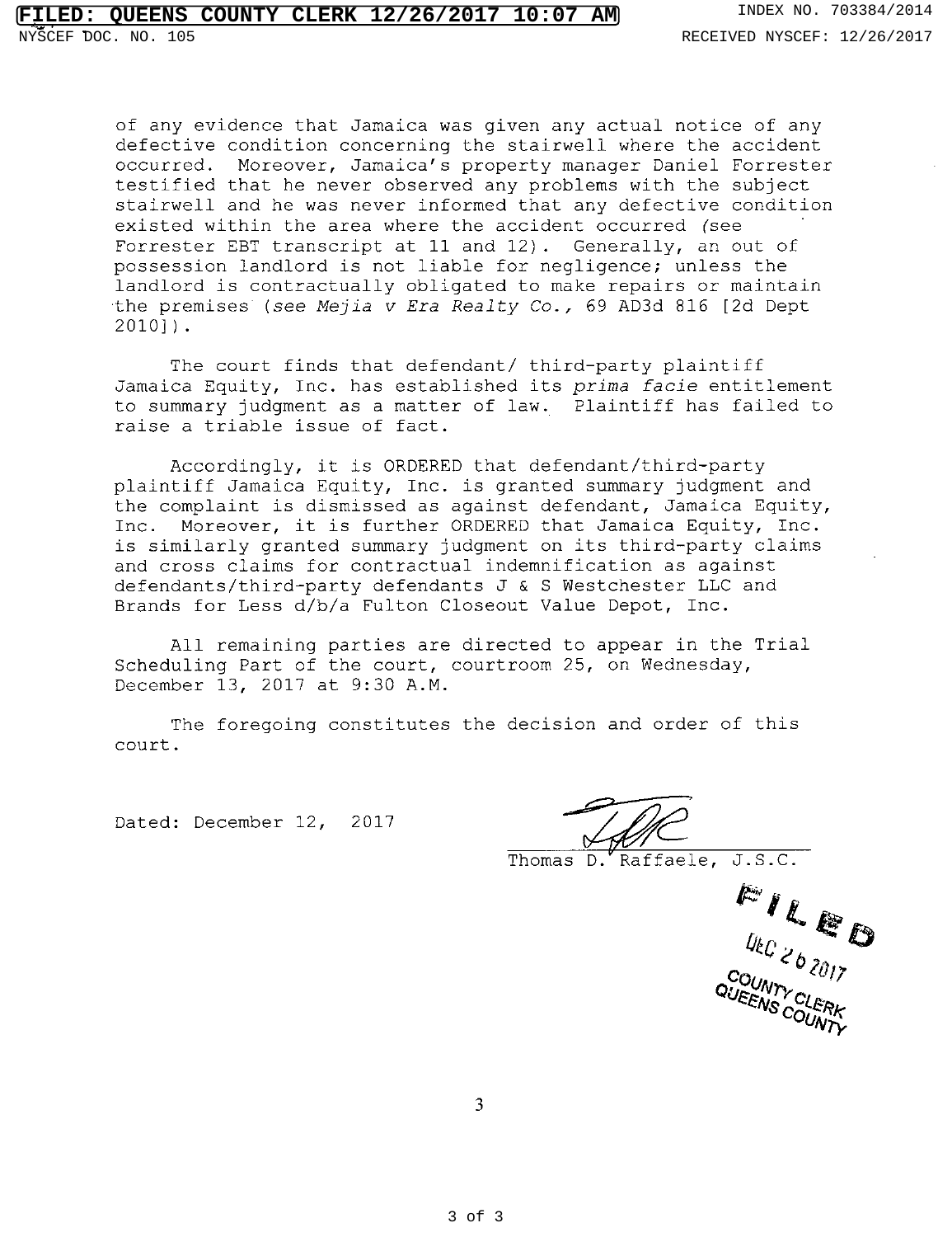of any evidence that Jamaica was given any actual notice of any defective condition concerning the stairwell where the accident occurred. Moreover, Jamaica's property manager Daniel Forrester testified that he never observed any problems with the subject stairwell and he was never informed that any defective condition existed within the area where the accident occurred (see Forrester EBT transcript at 11 and 12). Generally, an out of possession landlord is not liable for negligence; unless the landlord is contractually obligated to make repairs or maintain the premises (*see Mejia v Era Realty Co.,* 69 AD3d 816 [2d Dept 2010]).

The court finds that defendant/ third-party plaintiff Jamaica Equity, Inc. has established its *prima facie* entitlement to summary judgment as a matter of law. Plaintiff has failed to raise a triable issue of fact.

Accordingly, it is ORDERED that defendant/third-party plaintiff Jamaica Equity, Inc. is granted summary judgment and the complaint is dismissed as against defendant, Jamaica Equity, Inc. Moreover, it is further ORDERED that Jamaica Equity, Inc. is similarly granted summary judgment on its third-party claims and cross claims for contractual indemnification as against defendants/third-party defendants J & S Westchester LLC and Brands for Less d/b/a Fulton Closeout Value Depot, Inc.

All remaining parties are directed to appear in the Trial Scheduling Part of the court, courtroom 25, on Wednesday, December 13, 2017 at 9:30 A.M.

The foregoing constitutes the decision and order of this court.

Dated: December 12, 2017

Thomas D. Raffaele, J.S.C.

FILED
DEC 26 2017
COUNTY CLERK
QUEENS COUNTY